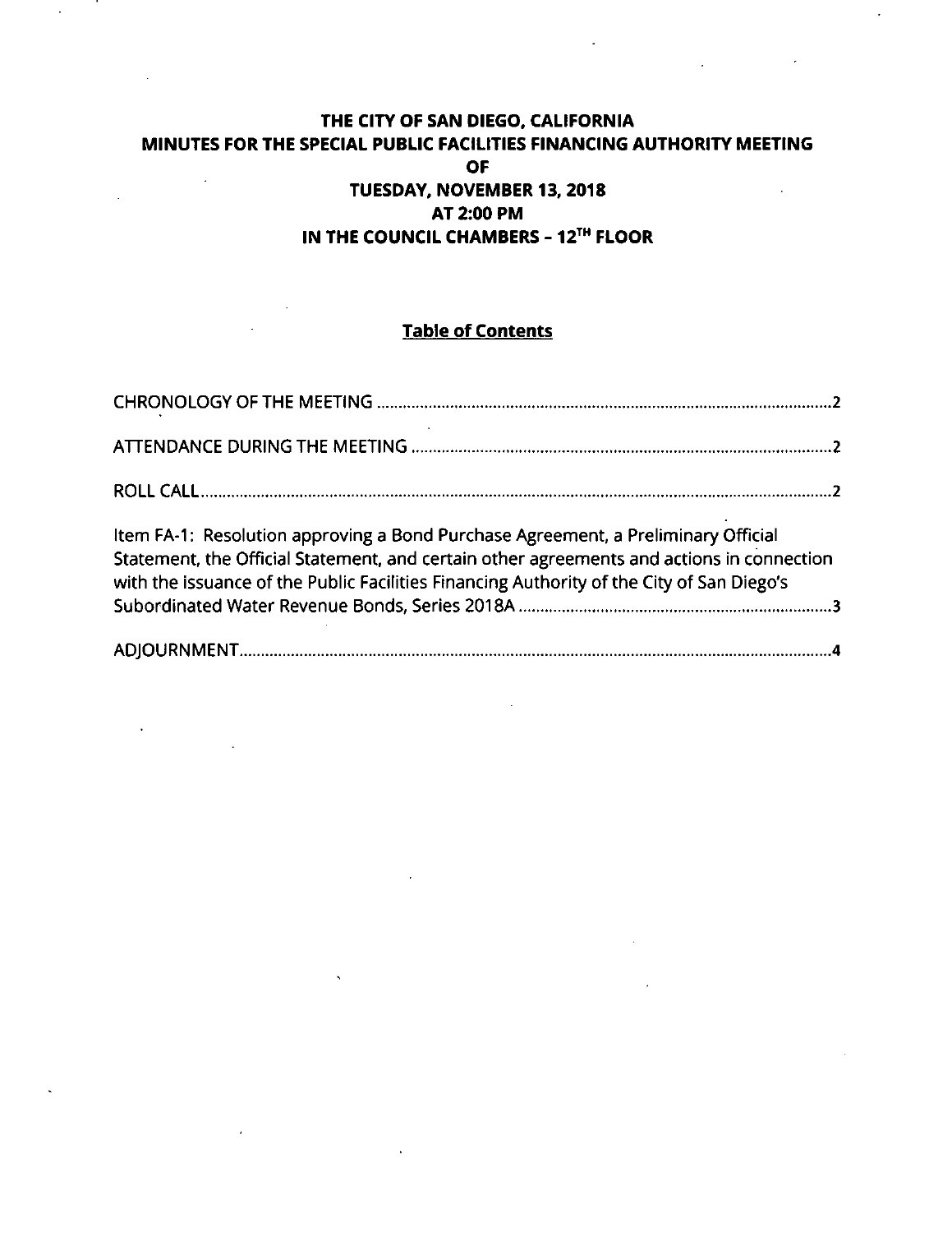# THE CITY OF SAN DIEGO, CALIFORNIA
# MINUTES FOR THE SPECIAL PUBLIC FACILITIES FINANCING AUTHORITY MEETING
# OF
# TUESDAY, NOVEMBER 13, 2018
# AT 2:00 PM
# IN THE COUNCIL CHAMBERS - 12TH FLOOR

## Table of Contents

CHRONOLOGY OF THE MEETING ........................................................................................................2

ATTENDANCE DURING THE MEETING ................................................................................................2

ROLL CALL.................................................................................................................................................2

Item FA-1: Resolution approving a Bond Purchase Agreement, a Preliminary Official Statement, the Official Statement, and certain other agreements and actions in connection with the issuance of the Public Facilities Financing Authority of the City of San Diego's Subordinated Water Revenue Bonds, Series 2018A .......................................................................3

ADJOURNMENT........................................................................................................................................4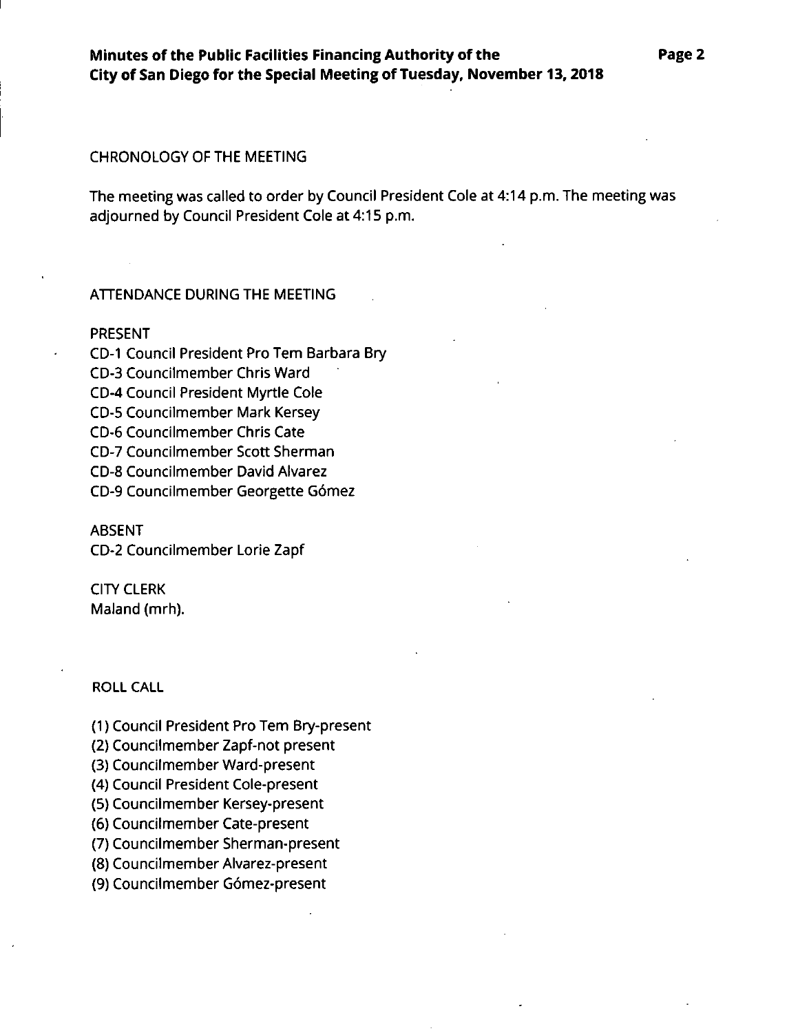## CHRONOLOGY OF THE MEETING

The meeting was called to order by Council President Cole at 4:14 p.m. The meeting was adjourned by Council President Cole at 4:15 p.m.

## ATTENDANCE DURING THE MEETING

PRESENT

CD-1 Council President Pro Tem Barbara Bry
CD-3 Councilmember Chris Ward
CD-4 Council President Myrtle Cole
CD-5 Councilmember Mark Kersey
CD-6 Councilmember Chris Cate
CD-7 Councilmember Scott Sherman
CD-8 Councilmember David Alvarez
CD-9 Councilmember Georgette Gómez

ABSENT

CD-2 Councilmember Lorie Zapf

CITY CLERK

Maland (mrh).

## ROLL CALL

(1) Council President Pro Tem Bry-present
(2) Councilmember Zapf-not present
(3) Councilmember Ward-present
(4) Council President Cole-present
(5) Councilmember Kersey-present
(6) Councilmember Cate-present
(7) Councilmember Sherman-present
(8) Councilmember Alvarez-present
(9) Councilmember Gómez-present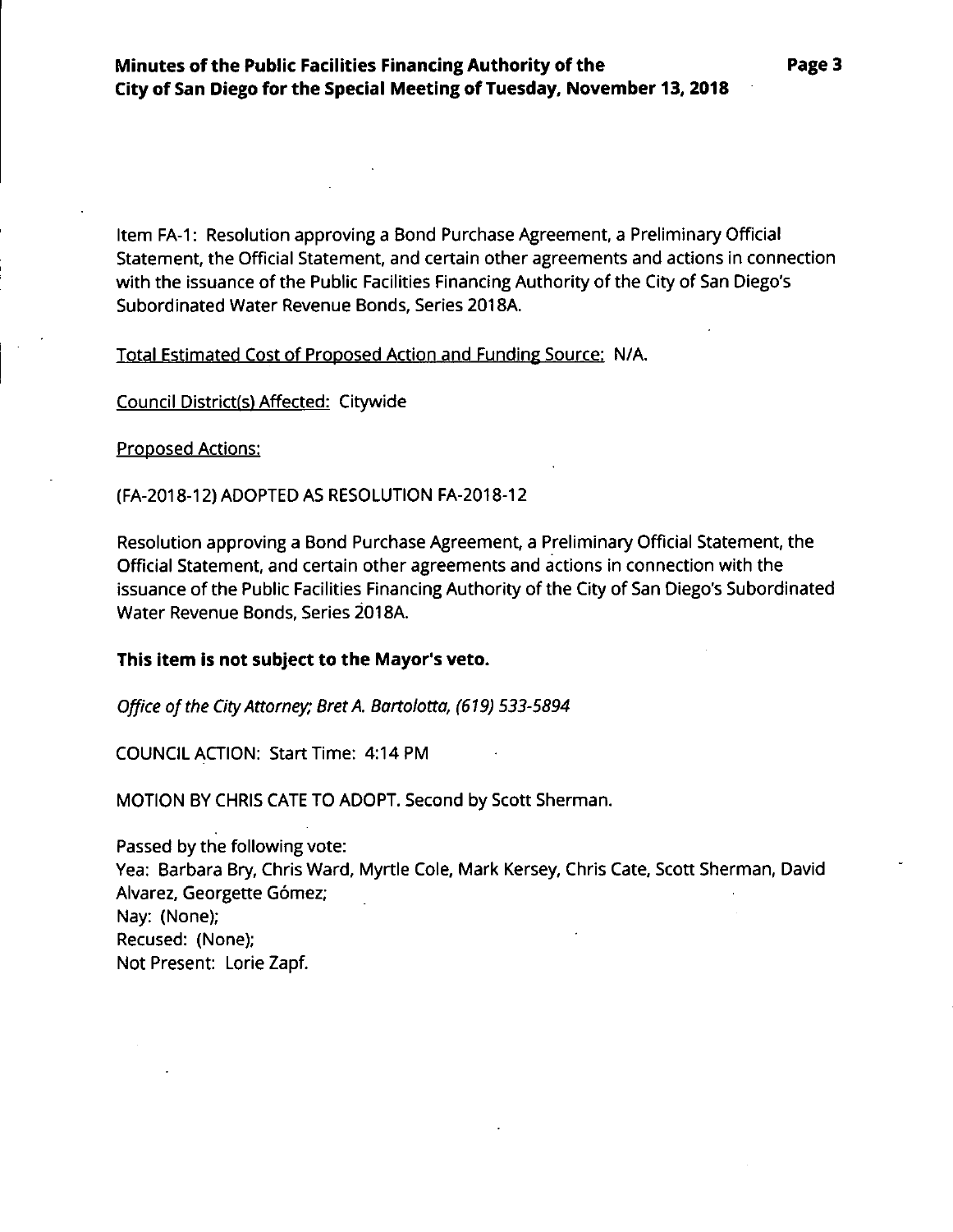Item FA-1: Resolution approving a Bond Purchase Agreement, a Preliminary Official Statement, the Official Statement, and certain other agreements and actions in connection with the issuance of the Public Facilities Financing Authority of the City of San Diego's Subordinated Water Revenue Bonds, Series 2018A.

Total Estimated Cost of Proposed Action and Funding Source: N/A.

Council District(s) Affected: Citywide

Proposed Actions:

(FA-2018-12) ADOPTED AS RESOLUTION FA-2018-12

Resolution approving a Bond Purchase Agreement, a Preliminary Official Statement, the Official Statement, and certain other agreements and actions in connection with the issuance of the Public Facilities Financing Authority of the City of San Diego's Subordinated Water Revenue Bonds, Series 2018A.

**This item is not subject to the Mayor's veto.**

*Office of the City Attorney; Bret A. Bartolotta, (619) 533-5894*

COUNCIL ACTION: Start Time: 4:14 PM

MOTION BY CHRIS CATE TO ADOPT. Second by Scott Sherman.

Passed by the following vote:
Yea: Barbara Bry, Chris Ward, Myrtle Cole, Mark Kersey, Chris Cate, Scott Sherman, David Alvarez, Georgette Gómez;
Nay: (None);
Recused: (None);
Not Present: Lorie Zapf.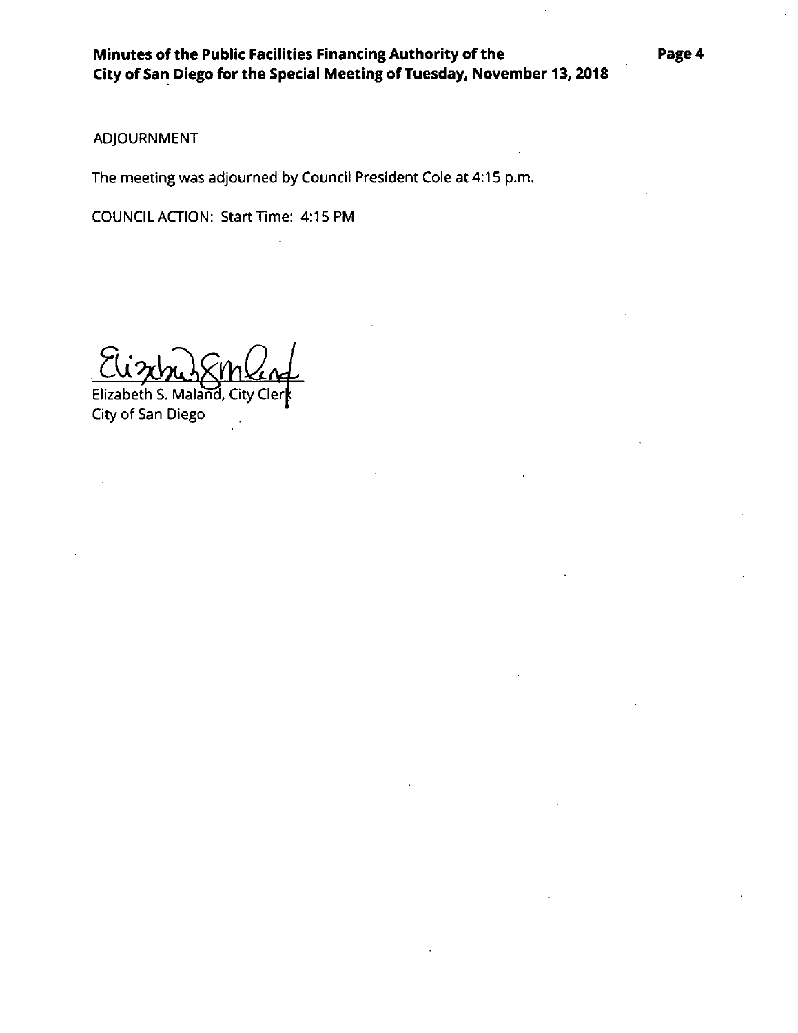ADJOURNMENT

The meeting was adjourned by Council President Cole at 4:15 p.m.

COUNCIL ACTION: Start Time: 4:15 PM

Elizabeth S. Maland, City Clerk
City of San Diego